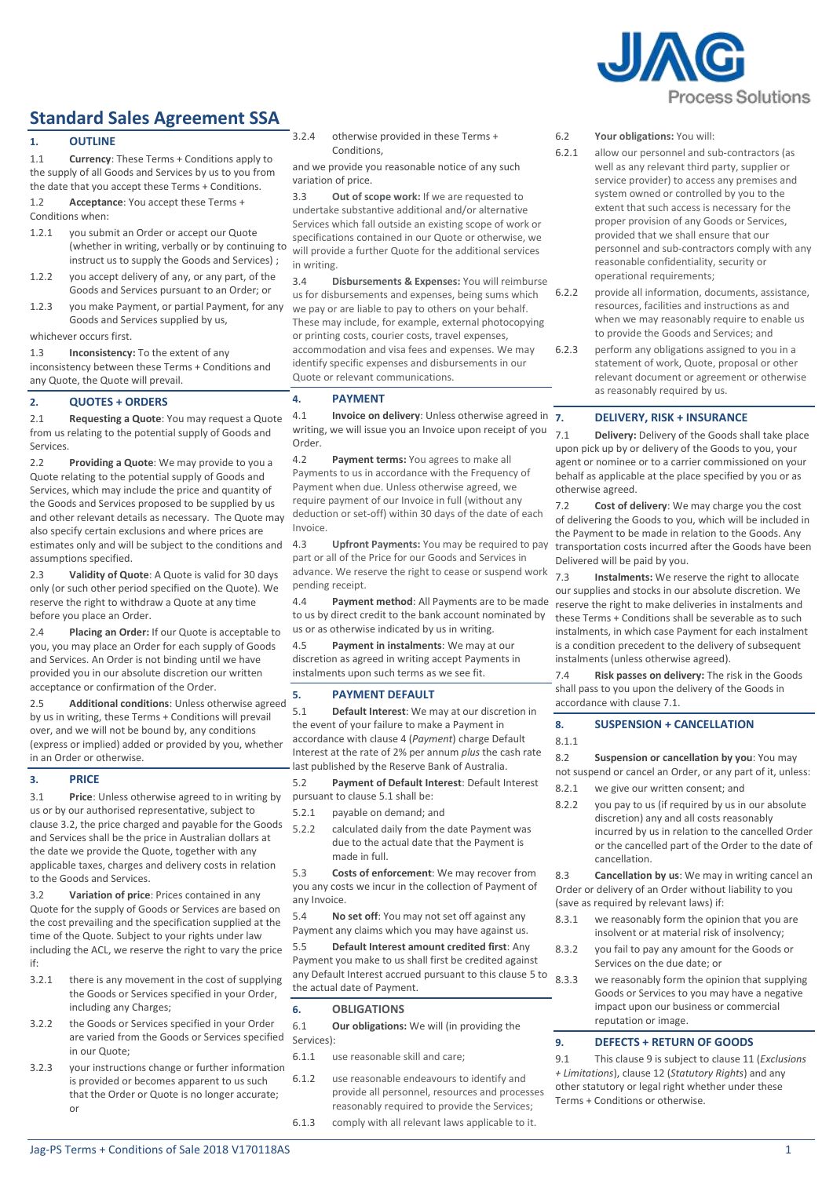# Standard Sales Agreement SSA

## 1. OUTLINE

1.1 **Currency**: These Terms + Conditions apply to the supply of all Goods and Services by us to you from the date that you accept these Terms + Conditions.

1.2 **Acceptance**: You accept these Terms + Conditions when:

1.2.1 you submit an Order or accept our Quote (whether in writing, verbally or by continuing to instruct us to supply the Goods and Services) ;

1.2.2 you accept delivery of any, or any part, of the Goods and Services pursuant to an Order; or

1.2.3 you make Payment, or partial Payment, for any Goods and Services supplied by us,

whichever occurs first.

1.3 **Inconsistency:** To the extent of any inconsistency between these Terms + Conditions and any Quote, the Quote will prevail.

## 2. QUOTES + ORDERS

2.1 **Requesting a Quote**: You may request a Quote from us relating to the potential supply of Goods and Services.

2.2 **Providing a Quote**: We may provide to you a Quote relating to the potential supply of Goods and Services, which may include the price and quantity of the Goods and Services proposed to be supplied by us and other relevant details as necessary. The Quote may also specify certain exclusions and where prices are estimates only and will be subject to the conditions and assumptions specified.

2.3 **Validity of Quote**: A Quote is valid for 30 days only (or such other period specified on the Quote). We reserve the right to withdraw a Quote at any time before you place an Order.

2.4 **Placing an Order:** If our Quote is acceptable to you, you may place an Order for each supply of Goods and Services. An Order is not binding until we have provided you in our absolute discretion our written acceptance or confirmation of the Order.

2.5 **Additional conditions**: Unless otherwise agreed by us in writing, these Terms + Conditions will prevail over, and we will not be bound by, any conditions (express or implied) added or provided by you, whether in an Order or otherwise.

## 3. PRICE

3.1 **Price**: Unless otherwise agreed to in writing by us or by our authorised representative, subject to clause 3.2, the price charged and payable for the Goods and Services shall be the price in Australian dollars at the date we provide the Quote, together with any applicable taxes, charges and delivery costs in relation to the Goods and Services.

3.2 **Variation of price**: Prices contained in any Quote for the supply of Goods or Services are based on the cost prevailing and the specification supplied at the time of the Quote. Subject to your rights under law including the ACL, we reserve the right to vary the price if:

3.2.1 there is any movement in the cost of supplying the Goods or Services specified in your Order, including any Charges;

3.2.2 the Goods or Services specified in your Order are varied from the Goods or Services specified in our Quote;

3.2.3 your instructions change or further information is provided or becomes apparent to us such that the Order or Quote is no longer accurate; or

3.2.4 otherwise provided in these Terms + Conditions,

and we provide you reasonable notice of any such variation of price.

3.3 **Out of scope work:** If we are requested to undertake substantive additional and/or alternative Services which fall outside an existing scope of work or specifications contained in our Quote or otherwise, we will provide a further Quote for the additional services in writing.

3.4 **Disbursements & Expenses:** You will reimburse us for disbursements and expenses, being sums which we pay or are liable to pay to others on your behalf. These may include, for example, external photocopying or printing costs, courier costs, travel expenses, accommodation and visa fees and expenses. We may identify specific expenses and disbursements in our Quote or relevant external communications.

## 4. PAYMENT

4.1 **Invoice on delivery**: Unless otherwise agreed in writing, we will issue you an Invoice upon receipt of you Order.

4.2 **Payment terms:** You agrees to make all Payments to us in accordance with the Frequency of Payment when due. Unless otherwise agreed, we require payment of our Invoice in full (without any deduction or set-off) within 30 days of the date of each Invoice.

4.3 **Upfront Payments:** You may be required to pay part or all of the Price for our Goods and Services in advance. We reserve the right to cease or suspend work pending receipt.

4.4 **Payment method**: All Payments are to be made to us by direct credit to the bank account nominated by us or as otherwise indicated by us in writing.

4.5 **Payment in instalments**: We may at our discretion as agreed in writing accept Payments in instalments upon such terms as we see fit.

## 5. PAYMENT DEFAULT

5.1 **Default Interest**: We may at our discretion in the event of your failure to make a Payment in accordance with clause 4 (*Payment*) charge Default Interest at the rate of 2% per annum *plus* the cash rate last published by the Reserve Bank of Australia.

5.2 **Payment of Default Interest**: Default Interest pursuant to clause 5.1 shall be:

5.2.1 payable on demand; and

5.2.2 calculated daily from the date Payment was due to the actual date that the Payment is made in full.

5.3 **Costs of enforcement**: We may recover from you any costs we incur in the collection of Payment of any Invoice.

5.4 **No set off**: You may not set off against any Payment any claims which you may have against us.

5.5 **Default Interest amount credited first**: Any Payment you make to us shall first be credited against any Default Interest accrued pursuant to this clause 5 to the actual date of Payment.

## 6. OBLIGATIONS

6.1 **Our obligations:** We will (in providing the Services):

6.1.1 use reasonable skill and care;

6.1.2 use reasonable endeavours to identify and provide all personnel, resources and processes reasonably required to provide the Services;

6.1.3 comply with all relevant laws applicable to it.

6.2 **Your obligations:** You will:

6.2.1 allow our personnel and sub-contractors (as well as any relevant third party, supplier or service provider) to access any premises and system owned or controlled by you to the extent that such access is necessary for the proper provision of any Goods or Services, provided that we shall ensure that our personnel and sub-contractors comply with any reasonable confidentiality, security or operational requirements;

6.2.2 provide all information, documents, assistance, resources, facilities and instructions as and when we may reasonably require to enable us to provide the Goods and Services; and

6.2.3 perform any obligations assigned to you in a statement of work, Quote, proposal or other relevant document or agreement or otherwise as reasonably required by us.

## 7. DELIVERY, RISK + INSURANCE

7.1 **Delivery:** Delivery of the Goods shall take place upon pick up by or delivery of the Goods to you, your agent or nominee or to a carrier commissioned on your behalf as applicable at the place specified by you or as otherwise agreed.

7.2 **Cost of delivery**: We may charge you the cost of delivering the Goods to you, which will be included in the Payment to be made in relation to the Goods. Any transportation costs incurred after the Goods have been Delivered will be paid by you.

7.3 **Instalments:** We reserve the right to allocate our supplies and stocks in our absolute discretion. We reserve the right to make deliveries in instalments and these Terms + Conditions shall be severable as to such instalments, in which case Payment for each instalment is a condition precedent to the delivery of subsequent instalments (unless otherwise agreed).

7.4 **Risk passes on delivery:** The risk in the Goods shall pass to you upon the delivery of the Goods in accordance with clause 7.1.

## 8. SUSPENSION + CANCELLATION

8.1.1

8.2 **Suspension or cancellation by you**: You may not suspend or cancel an Order, or any part of it, unless:

8.2.1 we give our written consent; and

8.2.2 you pay to us (if required by us in our absolute discretion) any and all costs reasonably incurred by us in relation to the cancelled Order or the cancelled part of the Order to the date of cancellation.

8.3 **Cancellation by us**: We may in writing cancel an Order or delivery of an Order without liability to you (save as required by relevant laws) if:

8.3.1 we reasonably form the opinion that you are insolvent or at material risk of insolvency;

8.3.2 you fail to pay any amount for the Goods or Services on the due date; or

8.3.3 we reasonably form the opinion that supplying Goods or Services to you may have a negative impact upon our business or commercial reputation or image.

## 9. DEFECTS + RETURN OF GOODS

9.1 This clause 9 is subject to clause 11 (*Exclusions + Limitations*), clause 12 (*Statutory Rights*) and any other statutory or legal right whether under these Terms + Conditions or otherwise.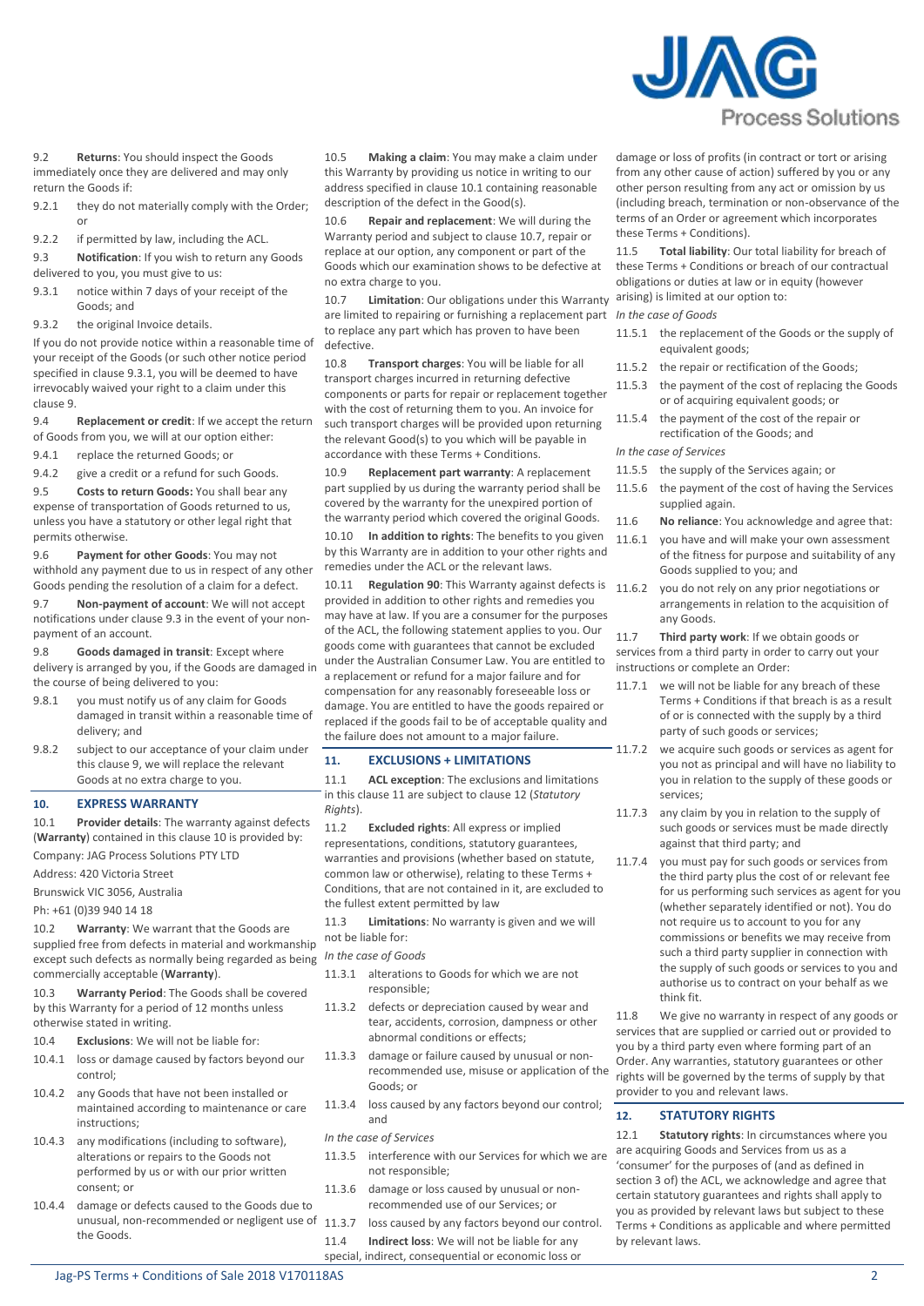9.2 **Returns**: You should inspect the Goods immediately once they are delivered and may only return the Goods if:

9.2.1 they do not materially comply with the Order; or

9.2.2 if permitted by law, including the ACL.

9.3 **Notification**: If you wish to return any Goods delivered to you, you must give to us:

9.3.1 notice within 7 days of your receipt of the Goods; and

9.3.2 the original Invoice details.

If you do not provide notice within a reasonable time of your receipt of the Goods (or such other notice period specified in clause 9.3.1, you will be deemed to have irrevocably waived your right to a claim under this clause 9.

9.4 **Replacement or credit**: If we accept the return of Goods from you, we will at our option either:

9.4.1 replace the returned Goods; or

9.4.2 give a credit or a refund for such Goods.

9.5 **Costs to return Goods:** You shall bear any expense of transportation of Goods returned to us, unless you have a statutory or other legal right that permits otherwise.

9.6 **Payment for other Goods**: You may not withhold any payment due to us in respect of any other Goods pending the resolution of a claim for a defect.

9.7 **Non-payment of account**: We will not accept notifications under clause 9.3 in the event of your non-payment of an account.

9.8 **Goods damaged in transit**: Except where delivery is arranged by you, if the Goods are damaged in the course of being delivered to you:

9.8.1 you must notify us of any claim for Goods damaged in transit within a reasonable time of delivery; and

9.8.2 subject to our acceptance of your claim under this clause 9, we will replace the relevant Goods at no extra charge to you.

## 10. EXPRESS WARRANTY

10.1 **Provider details**: The warranty against defects (**Warranty**) contained in this clause 10 is provided by:

Company: JAG Process Solutions PTY LTD

Address: 420 Victoria Street

Brunswick VIC 3056, Australia

Ph: +61 (0)39 940 14 18

10.2 **Warranty**: We warrant that the Goods are supplied free from defects in material and workmanship except such defects as normally being regarded as being commercially acceptable (**Warranty**).

10.3 **Warranty Period**: The Goods shall be covered by this Warranty for a period of 12 months unless otherwise stated in writing.

10.4 **Exclusions**: We will not be liable for:

10.4.1 loss or damage caused by factors beyond our control;

10.4.2 any Goods that have not been installed or maintained according to maintenance or care instructions;

10.4.3 any modifications (including to software), alterations or repairs to the Goods not performed by us or with our prior written consent; or

10.4.4 damage or defects caused to the Goods due to unusual, non-recommended or negligent use of the Goods.

10.5 **Making a claim**: You may make a claim under this Warranty by providing us notice in writing to our address specified in clause 10.1 containing reasonable description of the defect in the Good(s).

10.6 **Repair and replacement**: We will during the Warranty period and subject to clause 10.7, repair or replace at our option, any component or part of the Goods which our examination shows to be defective at no extra charge to you.

10.7 **Limitation**: Our obligations under this Warranty are limited to repairing or furnishing a replacement part to replace any part which has proven to have been defective.

10.8 **Transport charges**: You will be liable for all transport charges incurred in returning defective components or parts for repair or replacement together with the cost of returning them to you. An invoice for such transport charges will be provided upon returning the relevant Good(s) to you which will be payable in accordance with these Terms + Conditions.

10.9 **Replacement part warranty**: A replacement part supplied by us during the warranty period shall be covered by the warranty for the unexpired portion of the warranty period which covered the original Goods.

10.10 **In addition to rights**: The benefits to you given by this Warranty are in addition to your other rights and remedies under the ACL or the relevant laws.

10.11 **Regulation 90**: This Warranty against defects is provided in addition to other rights and remedies you may have at law. If you are a consumer for the purposes of the ACL, the following statement applies to you. Our goods come with guarantees that cannot be excluded under the Australian Consumer Law. You are entitled to a replacement or refund for a major failure and for compensation for any reasonably foreseeable loss or damage. You are entitled to have the goods repaired or replaced if the goods fail to be of acceptable quality and the failure does not amount to a major failure.

## 11. EXCLUSIONS + LIMITATIONS

11.1 **ACL exception**: The exclusions and limitations in this clause 11 are subject to clause 12 (*Statutory Rights*).

11.2 **Excluded rights**: All express or implied representations, conditions, statutory guarantees, warranties and provisions (whether based on statute, common law or otherwise), relating to these Terms + Conditions, that are not contained in it, are excluded to the fullest extent permitted by law

11.3 **Limitations**: No warranty is given and we will not be liable for:

*In the case of Goods*

11.3.1 alterations to Goods for which we are not responsible;

11.3.2 defects or depreciation caused by wear and tear, accidents, corrosion, dampness or other abnormal conditions or effects;

11.3.3 damage or failure caused by unusual or non-recommended use, misuse or application of the Goods; or

11.3.4 loss caused by any factors beyond our control; and

*In the case of Services*

11.3.5 interference with our Services for which we are not responsible;

11.3.6 damage or loss caused by unusual or non-recommended use of our Services; or

11.3.7 loss caused by any factors beyond our control.

11.4 **Indirect loss**: We will not be liable for any special, indirect, consequential or economic loss or damage or loss of profits (in contract or tort or arising from any other cause of action) suffered by you or any other person resulting from any act or omission by us (including breach, termination or non-observance of the terms of an Order or agreement which incorporates these Terms + Conditions).

11.5 **Total liability**: Our total liability for breach of these Terms + Conditions or breach of our contractual obligations or duties at law or in equity (however arising) is limited at our option to:

*In the case of Goods*

11.5.1 the replacement of the Goods or the supply of equivalent goods;

11.5.2 the repair or rectification of the Goods;

11.5.3 the payment of the cost of replacing the Goods or of acquiring equivalent goods; or

11.5.4 the payment of the cost of the repair or rectification of the Goods; and

*In the case of Services*

11.5.5 the supply of the Services again; or

11.5.6 the payment of the cost of having the Services supplied again.

11.6 **No reliance**: You acknowledge and agree that:

11.6.1 you have and will make your own assessment of the fitness for purpose and suitability of any Goods supplied to you; and

11.6.2 you do not rely on any prior negotiations or arrangements in relation to the acquisition of any Goods.

11.7 **Third party work**: If we obtain goods or services from a third party in order to carry out your instructions or complete an Order:

11.7.1 we will not be liable for any breach of these Terms + Conditions if that breach is as a result of or is connected with the supply by a third party of such goods or services;

11.7.2 we acquire such goods or services as agent for you not as principal and will have no liability to you in relation to the supply of these goods or services;

11.7.3 any claim by you in relation to the supply of such goods or services must be made directly against that third party; and

11.7.4 you must pay for such goods or services from the third party plus the cost of or relevant fee for us performing such services as agent for you (whether separately identified or not). You do not require us to account to you for any commissions or benefits we may receive from such a third party supplier in connection with the supply of such goods or services to you and authorise us to contract on your behalf as we think fit.

11.8 We give no warranty in respect of any goods or services that are supplied or carried out or provided to you by a third party even where forming part of an Order. Any warranties, statutory guarantees or other rights will be governed by the terms of supply by that provider to you and relevant laws.

## 12. STATUTORY RIGHTS

12.1 **Statutory rights**: In circumstances where you are acquiring Goods and Services from us as a 'consumer' for the purposes of (and as defined in section 3 of) the ACL, we acknowledge and agree that certain statutory guarantees and rights shall apply to you as provided by relevant laws but subject to these Terms + Conditions as applicable and where permitted by relevant laws.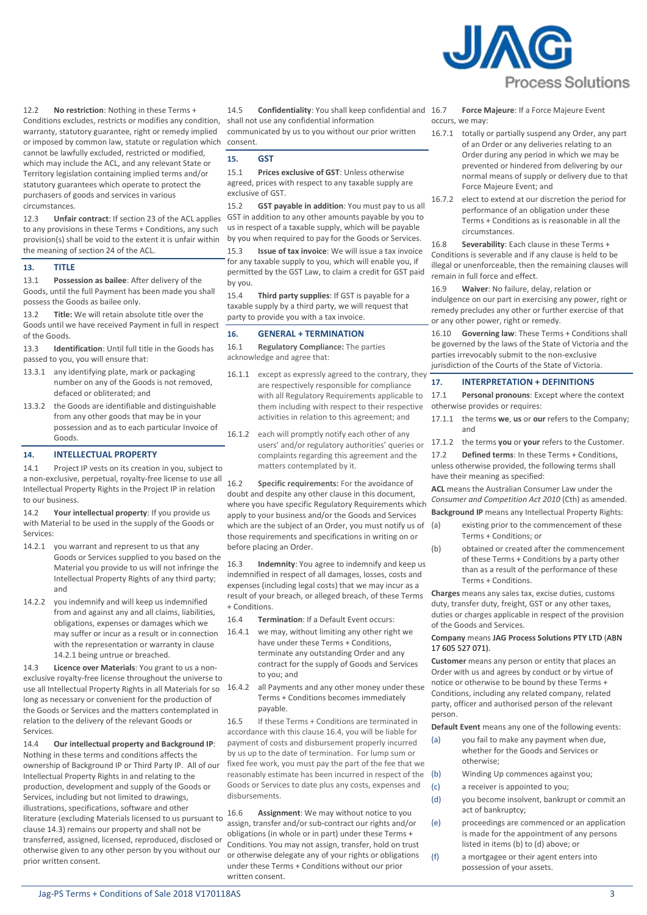12.2 **No restriction**: Nothing in these Terms + Conditions excludes, restricts or modifies any condition, warranty, statutory guarantee, right or remedy implied or imposed by common law, statute or regulation which cannot be lawfully excluded, restricted or modified, which may include the ACL, and any relevant State or Territory legislation containing implied terms and/or statutory guarantees which operate to protect the purchasers of goods and services in various circumstances.

12.3 **Unfair contract**: If section 23 of the ACL applies to any provisions in these Terms + Conditions, any such provision(s) shall be void to the extent it is unfair within the meaning of section 24 of the ACL.

## 13. TITLE

13.1 **Possession as bailee**: After delivery of the Goods, until the full Payment has been made you shall possess the Goods as bailee only.

13.2 **Title:** We will retain absolute title over the Goods until we have received Payment in full in respect of the Goods.

13.3 **Identification**: Until full title in the Goods has passed to you, you will ensure that:

13.3.1 any identifying plate, mark or packaging number on any of the Goods is not removed, defaced or obliterated; and

13.3.2 the Goods are identifiable and distinguishable from any other goods that may be in your possession and as to each particular Invoice of Goods.

## 14. INTELLECTUAL PROPERTY

14.1 Project IP vests on its creation in you, subject to a non-exclusive, perpetual, royalty-free license to use all Intellectual Property Rights in the Project IP in relation to our business.

14.2 **Your intellectual property**: If you provide us with Material to be used in the supply of the Goods or Services:

14.2.1 you warrant and represent to us that any Goods or Services supplied to you based on the Material you provide to us will not infringe the Intellectual Property Rights of any third party; and

14.2.2 you indemnify and will keep us indemnified from and against any and all claims, liabilities, obligations, expenses or damages which we may suffer or incur as a result or in connection with the representation or warranty in clause 14.2.1 being untrue or breached.

14.3 **Licence over Materials**: You grant to us a non-exclusive royalty-free license throughout the universe to use all Intellectual Property Rights in all Materials for so long as necessary or convenient for the production of the Goods or Services and the matters contemplated in relation to the delivery of the relevant Goods or Services.

14.4 **Our intellectual property and Background IP**: Nothing in these terms and conditions affects the ownership of Background IP or Third Party IP. All of our Intellectual Property Rights in and relating to the production, development and supply of the Goods or Services, including but not limited to drawings, illustrations, specifications, software and other literature (excluding Materials licensed to us pursuant to clause 14.3) remains our property and shall not be transferred, assigned, licensed, reproduced, disclosed or otherwise given to any other person by you without our prior written consent.

14.5 **Confidentiality**: You shall keep confidential and shall not use any confidential information communicated by us to you without our prior written consent.

## 15. GST

15.1 **Prices exclusive of GST**: Unless otherwise agreed, prices with respect to any taxable supply are exclusive of GST.

15.2 **GST payable in addition**: You must pay to us all GST in addition to any other amounts payable by you to us in respect of a taxable supply, which will be payable by you when required to pay for the Goods or Services.

15.3 **Issue of tax invoice**: We will issue a tax invoice for any taxable supply to you, which will enable you, if permitted by the GST Law, to claim a credit for GST paid by you.

15.4 **Third party supplies**: If GST is payable for a taxable supply by a third party, we will request that party to provide you with a tax invoice.

## 16. GENERAL + TERMINATION

16.1 **Regulatory Compliance:** The parties acknowledge and agree that:

16.1.1 except as expressly agreed to the contrary, they are respectively responsible for compliance with all Regulatory Requirements applicable to them including with respect to their respective activities in relation to this agreement; and

16.1.2 each will promptly notify each other of any users' and/or regulatory authorities' queries or complaints regarding this agreement and the matters contemplated by it.

16.2 **Specific requirements:** For the avoidance of doubt and despite any other clause in this document, where you have specific Regulatory Requirements which apply to your business and/or the Goods and Services which are the subject of an Order, you must notify us of those requirements and specifications in writing on or before placing an Order.

16.3 **Indemnity**: You agree to indemnify and keep us indemnified in respect of all damages, losses, costs and expenses (including legal costs) that we may incur as a result of your breach, or alleged breach, of these Terms + Conditions.

16.4 **Termination**: If a Default Event occurs:

16.4.1 we may, without limiting any other right we have under these Terms + Conditions, terminate any outstanding Order and any contract for the supply of Goods and Services to you; and

16.4.2 all Payments and any other money under these Terms + Conditions becomes immediately payable.

16.5 If these Terms + Conditions are terminated in accordance with this clause 16.4, you will be liable for payment of costs and disbursement properly incurred by us up to the date of termination. For lump sum or fixed fee work, you must pay the part of the fee that we reasonably estimate has been incurred in respect of the Goods or Services to date plus any costs, expenses and disbursements.

16.6 **Assignment**: We may without notice to you assign, transfer and/or sub-contract our rights and/or obligations (in whole or in part) under these Terms + Conditions. You may not assign, transfer, hold on trust or otherwise delegate any of your rights or obligations under these Terms + Conditions without our prior written consent.

16.7 **Force Majeure**: If a Force Majeure Event occurs, we may:

16.7.1 totally or partially suspend any Order, any part of an Order or any deliveries relating to an Order during any period in which we may be prevented or hindered from delivering by our normal means of supply or delivery due to that Force Majeure Event; and

16.7.2 elect to extend at our discretion the period for performance of an obligation under these Terms + Conditions as is reasonable in all the circumstances.

16.8 **Severability**: Each clause in these Terms + Conditions is severable and if any clause is held to be illegal or unenforceable, then the remaining clauses will remain in full force and effect.

16.9 **Waiver**: No failure, delay, relation or indulgence on our part in exercising any power, right or remedy precludes any other or further exercise of that or any other power, right or remedy.

16.10 **Governing law**: These Terms + Conditions shall be governed by the laws of the State of Victoria and the parties irrevocably submit to the non-exclusive jurisdiction of the Courts of the State of Victoria.

## 17. INTERPRETATION + DEFINITIONS

17.1 **Personal pronouns**: Except where the context otherwise provides or requires:

17.1.1 the terms **we**, **us** or **our** refers to the Company; and

17.1.2 the terms **you** or **your** refers to the Customer.

17.2 **Defined terms**: In these Terms + Conditions, unless otherwise provided, the following terms shall have their meaning as specified:

**ACL** means the Australian Consumer Law under the *Consumer and Competition Act 2010* (Cth) as amended.

**Background IP** means any Intellectual Property Rights:

(a) existing prior to the commencement of these Terms + Conditions; or

(b) obtained or created after the commencement of these Terms + Conditions by a party other than as a result of the performance of these Terms + Conditions.

**Charges** means any sales tax, excise duties, customs duty, transfer duty, freight, GST or any other taxes, duties or charges applicable in respect of the provision of the Goods and Services.

**Company** means **JAG Process Solutions PTY LTD** (**ABN 17 605 527 071**).

**Customer** means any person or entity that places an Order with us and agrees by conduct or by virtue of notice or otherwise to be bound by these Terms + Conditions, including any related company, related party, officer and authorised person of the relevant person.

**Default Event** means any one of the following events:

(a) you fail to make any payment when due, whether for the Goods and Services or otherwise;

(b) Winding Up commences against you;

(c) a receiver is appointed to you;

(d) you become insolvent, bankrupt or commit an act of bankruptcy;

(e) proceedings are commenced or an application is made for the appointment of any persons listed in items (b) to (d) above; or

(f) a mortgagee or their agent enters into possession of your assets.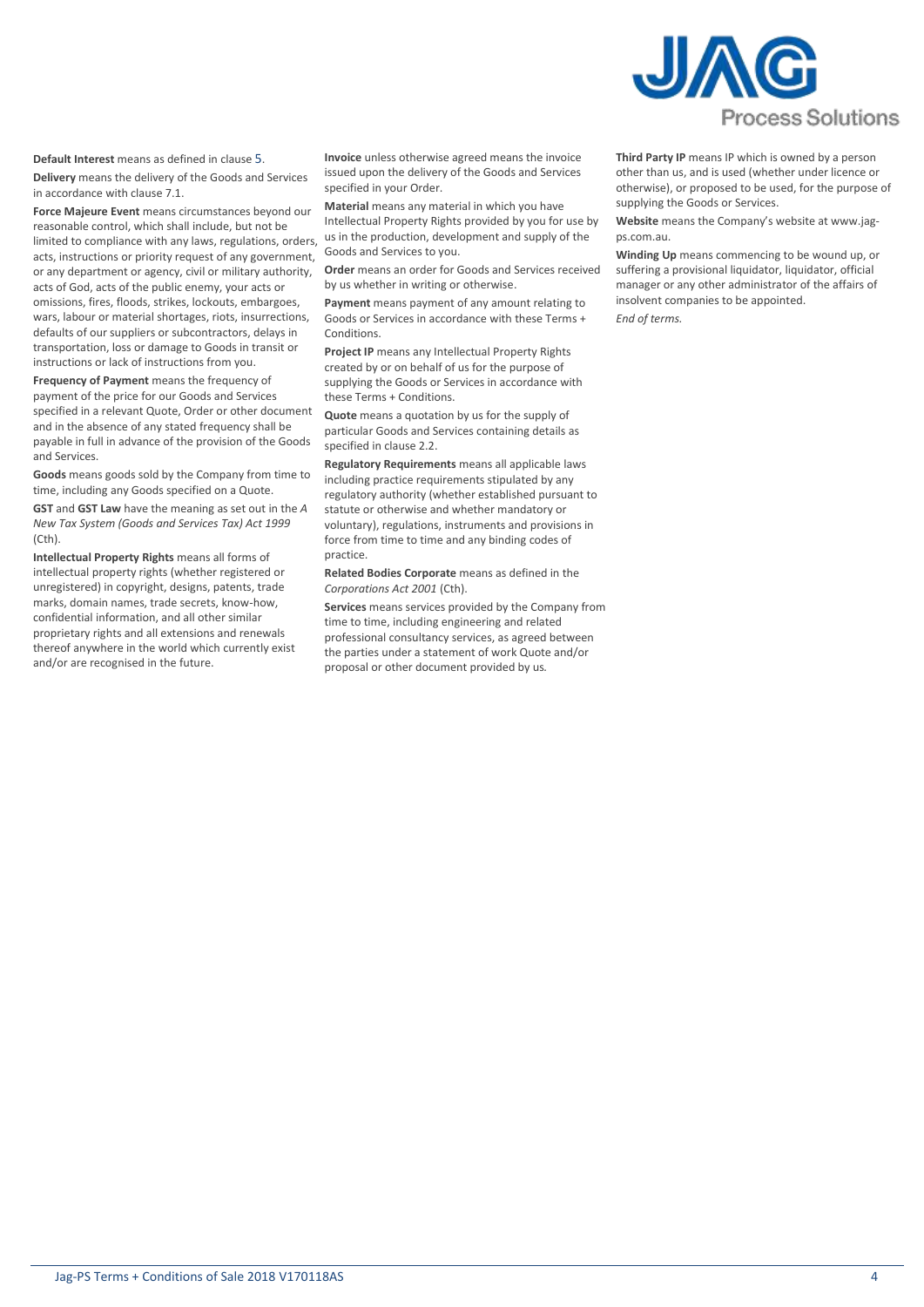**Default Interest** means as defined in clause 5.

**Delivery** means the delivery of the Goods and Services in accordance with clause 7.1.

**Force Majeure Event** means circumstances beyond our reasonable control, which shall include, but not be limited to compliance with any laws, regulations, orders, acts, instructions or priority request of any government, or any department or agency, civil or military authority, acts of God, acts of the public enemy, your acts or omissions, fires, floods, strikes, lockouts, embargoes, wars, labour or material shortages, riots, insurrections, defaults of our suppliers or subcontractors, delays in transportation, loss or damage to Goods in transit or instructions or lack of instructions from you.

**Frequency of Payment** means the frequency of payment of the price for our Goods and Services specified in a relevant Quote, Order or other document and in the absence of any stated frequency shall be payable in full in advance of the provision of the Goods and Services.

**Goods** means goods sold by the Company from time to time, including any Goods specified on a Quote.

**GST** and **GST Law** have the meaning as set out in the *A New Tax System (Goods and Services Tax) Act 1999* (Cth).

**Intellectual Property Rights** means all forms of intellectual property rights (whether registered or unregistered) in copyright, designs, patents, trade marks, domain names, trade secrets, know-how, confidential information, and all other similar proprietary rights and all extensions and renewals thereof anywhere in the world which currently exist and/or are recognised in the future.

**Invoice** unless otherwise agreed means the invoice issued upon the delivery of the Goods and Services specified in your Order.

**Material** means any material in which you have Intellectual Property Rights provided by you for use by us in the production, development and supply of the Goods and Services to you.

**Order** means an order for Goods and Services received by us whether in writing or otherwise.

**Payment** means payment of any amount relating to Goods or Services in accordance with these Terms + Conditions.

**Project IP** means any Intellectual Property Rights created by or on behalf of us for the purpose of supplying the Goods or Services in accordance with these Terms + Conditions.

**Quote** means a quotation by us for the supply of particular Goods and Services containing details as specified in clause 2.2.

**Regulatory Requirements** means all applicable laws including practice requirements stipulated by any regulatory authority (whether established pursuant to statute or otherwise and whether mandatory or voluntary), regulations, instruments and provisions in force from time to time and any binding codes of practice.

**Related Bodies Corporate** means as defined in the *Corporations Act 2001* (Cth).

**Services** means services provided by the Company from time to time, including engineering and related professional consultancy services, as agreed between the parties under a statement of work Quote and/or proposal or other document provided by us.

**Third Party IP** means IP which is owned by a person other than us, and is used (whether under licence or otherwise), or proposed to be used, for the purpose of supplying the Goods or Services.

**Website** means the Company's website at www.jag-ps.com.au.

**Winding Up** means commencing to be wound up, or suffering a provisional liquidator, liquidator, official manager or any other administrator of the affairs of insolvent companies to be appointed.

*End of terms.*